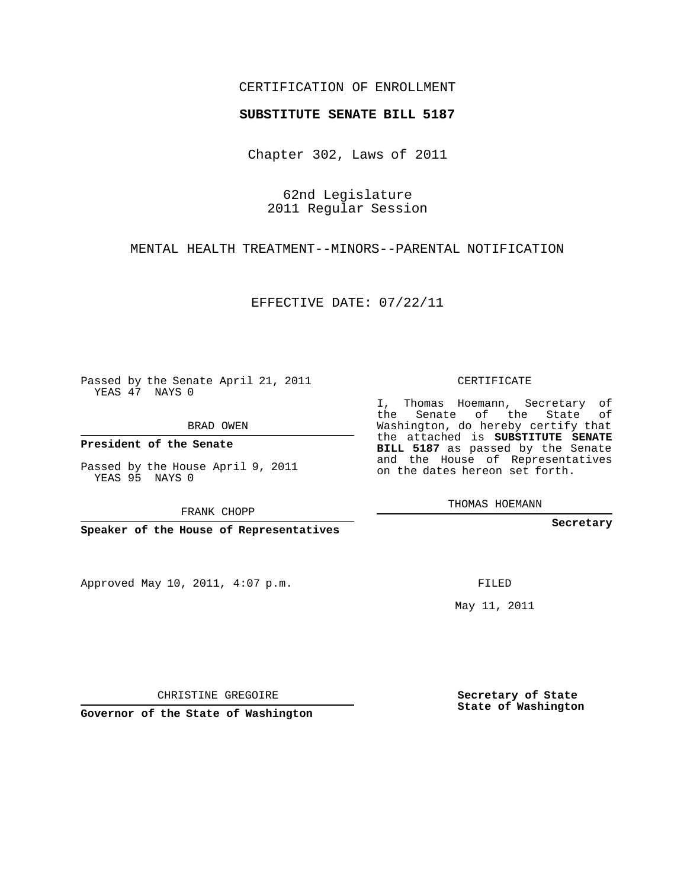CERTIFICATION OF ENROLLMENT

**SUBSTITUTE SENATE BILL 5187**

Chapter 302, Laws of 2011

62nd Legislature
2011 Regular Session

MENTAL HEALTH TREATMENT--MINORS--PARENTAL NOTIFICATION

EFFECTIVE DATE: 07/22/11

Passed by the Senate April 21, 2011
YEAS 47 NAYS 0

BRAD OWEN

**President of the Senate**

Passed by the House April 9, 2011
YEAS 95 NAYS 0

FRANK CHOPP

**Speaker of the House of Representatives**

Approved May 10, 2011, 4:07 p.m.

CHRISTINE GREGOIRE

**Governor of the State of Washington**

CERTIFICATE

I, Thomas Hoemann, Secretary of the Senate of the State of Washington, do hereby certify that the attached is **SUBSTITUTE SENATE BILL 5187** as passed by the Senate and the House of Representatives on the dates hereon set forth.

THOMAS HOEMANN

**Secretary**

FILED

May 11, 2011

**Secretary of State**
**State of Washington**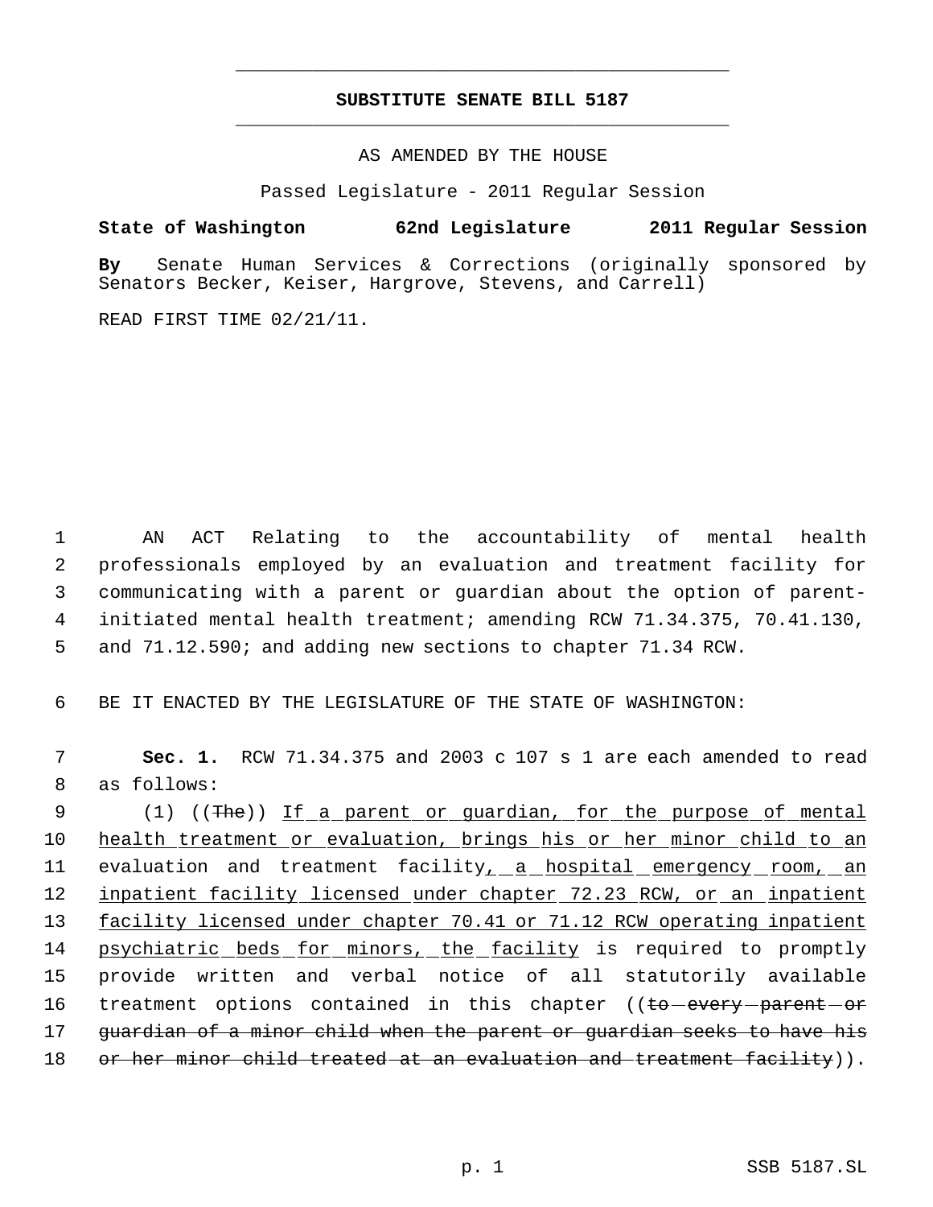SUBSTITUTE SENATE BILL 5187

AS AMENDED BY THE HOUSE

Passed Legislature - 2011 Regular Session

**State of Washington 62nd Legislature 2011 Regular Session**

**By** Senate Human Services & Corrections (originally sponsored by Senators Becker, Keiser, Hargrove, Stevens, and Carrell)

READ FIRST TIME 02/21/11.

1 AN ACT Relating to the accountability of mental health
2 professionals employed by an evaluation and treatment facility for
3 communicating with a parent or guardian about the option of parent-
4 initiated mental health treatment; amending RCW 71.34.375, 70.41.130,
5 and 71.12.590; and adding new sections to chapter 71.34 RCW.

6 BE IT ENACTED BY THE LEGISLATURE OF THE STATE OF WASHINGTON:

7 **Sec. 1.** RCW 71.34.375 and 2003 c 107 s 1 are each amended to read
8 as follows:

9 (1) ((~~The~~)) <u>If a parent or guardian, for the purpose of mental</u>
10 <u>health treatment or evaluation, brings his or her minor child to an</u>
11 evaluation and treatment facility<u>, a hospital emergency room, an</u>
12 <u>inpatient facility licensed under chapter 72.23 RCW, or an inpatient</u>
13 <u>facility licensed under chapter 70.41 or 71.12 RCW operating inpatient</u>
14 <u>psychiatric beds for minors, the facility</u> is required to promptly
15 provide written and verbal notice of all statutorily available
16 treatment options contained in this chapter ((~~to every parent or~~
17 ~~guardian of a minor child when the parent or guardian seeks to have his~~
18 ~~or her minor child treated at an evaluation and treatment facility~~)).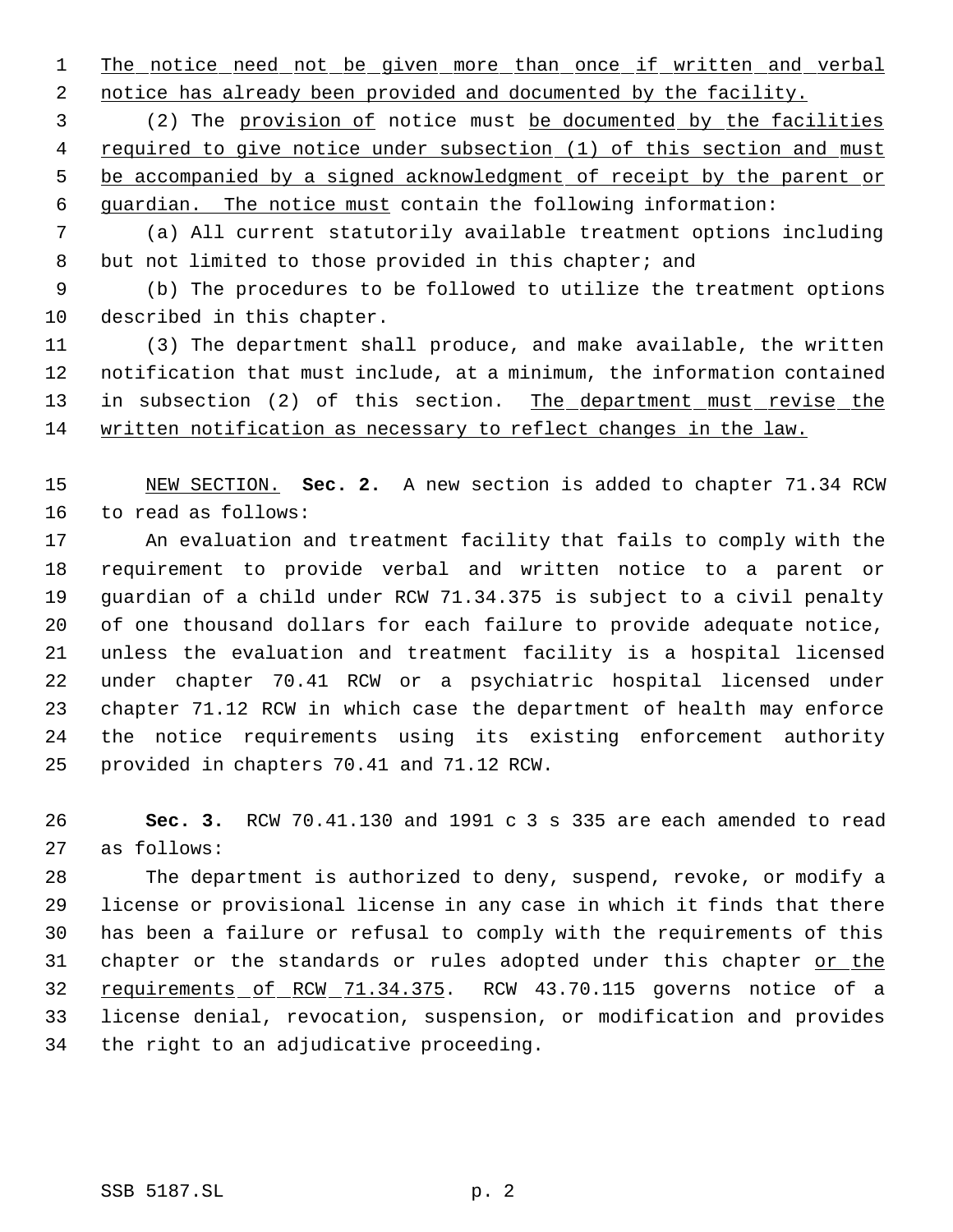The notice need not be given more than once if written and verbal notice has already been provided and documented by the facility.

(2) The provision of notice must be documented by the facilities required to give notice under subsection (1) of this section and must be accompanied by a signed acknowledgment of receipt by the parent or guardian. The notice must contain the following information:

(a) All current statutorily available treatment options including but not limited to those provided in this chapter; and

(b) The procedures to be followed to utilize the treatment options described in this chapter.

(3) The department shall produce, and make available, the written notification that must include, at a minimum, the information contained in subsection (2) of this section. The department must revise the written notification as necessary to reflect changes in the law.

NEW SECTION. **Sec. 2.** A new section is added to chapter 71.34 RCW to read as follows:

An evaluation and treatment facility that fails to comply with the requirement to provide verbal and written notice to a parent or guardian of a child under RCW 71.34.375 is subject to a civil penalty of one thousand dollars for each failure to provide adequate notice, unless the evaluation and treatment facility is a hospital licensed under chapter 70.41 RCW or a psychiatric hospital licensed under chapter 71.12 RCW in which case the department of health may enforce the notice requirements using its existing enforcement authority provided in chapters 70.41 and 71.12 RCW.

**Sec. 3.** RCW 70.41.130 and 1991 c 3 s 335 are each amended to read as follows:

The department is authorized to deny, suspend, revoke, or modify a license or provisional license in any case in which it finds that there has been a failure or refusal to comply with the requirements of this chapter or the standards or rules adopted under this chapter or the requirements of RCW 71.34.375. RCW 43.70.115 governs notice of a license denial, revocation, suspension, or modification and provides the right to an adjudicative proceeding.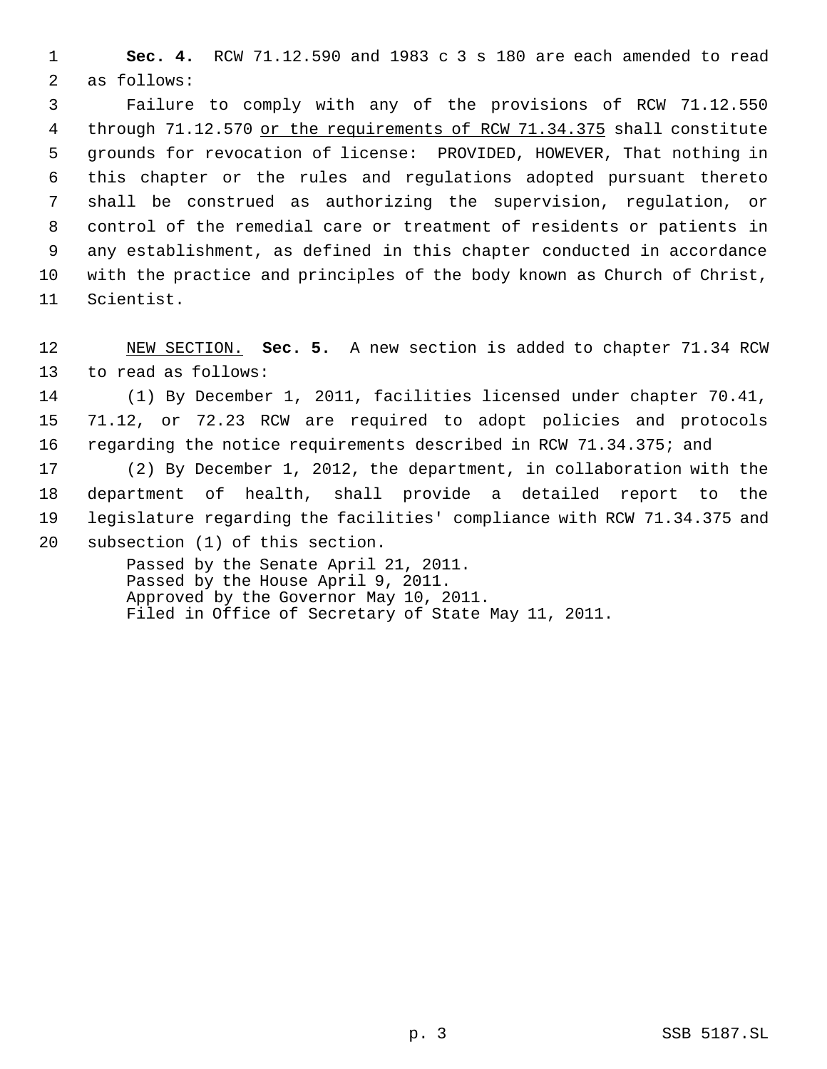**Sec. 4.** RCW 71.12.590 and 1983 c 3 s 180 are each amended to read as follows:

Failure to comply with any of the provisions of RCW 71.12.550 through 71.12.570 <u>or the requirements of RCW 71.34.375</u> shall constitute grounds for revocation of license: PROVIDED, HOWEVER, That nothing in this chapter or the rules and regulations adopted pursuant thereto shall be construed as authorizing the supervision, regulation, or control of the remedial care or treatment of residents or patients in any establishment, as defined in this chapter conducted in accordance with the practice and principles of the body known as Church of Christ, Scientist.

<u>NEW SECTION.</u> **Sec. 5.** A new section is added to chapter 71.34 RCW to read as follows:

(1) By December 1, 2011, facilities licensed under chapter 70.41, 71.12, or 72.23 RCW are required to adopt policies and protocols regarding the notice requirements described in RCW 71.34.375; and

(2) By December 1, 2012, the department, in collaboration with the department of health, shall provide a detailed report to the legislature regarding the facilities' compliance with RCW 71.34.375 and subsection (1) of this section.

Passed by the Senate April 21, 2011.
Passed by the House April 9, 2011.
Approved by the Governor May 10, 2011.
Filed in Office of Secretary of State May 11, 2011.